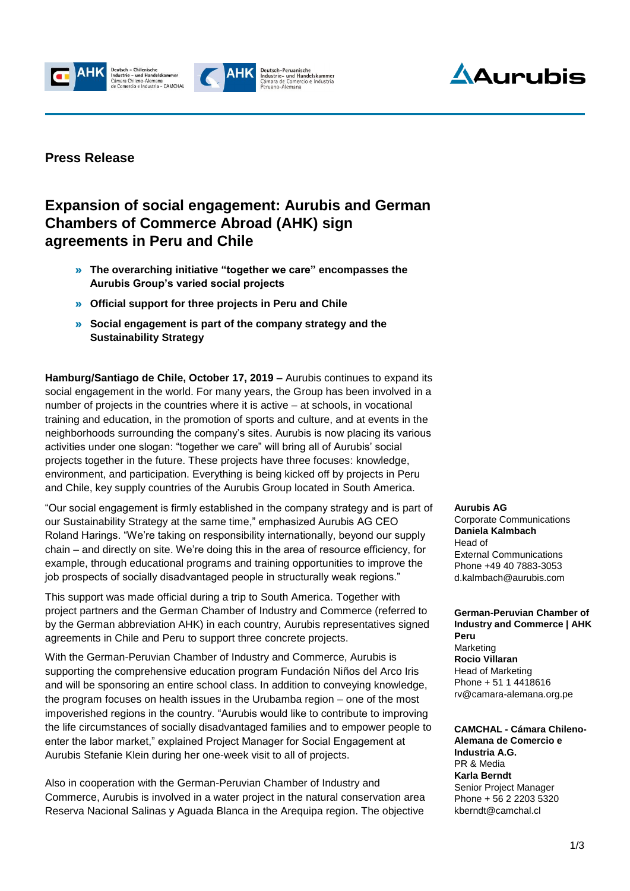**Press Release**

# Expansion of social engagement: Aurubis and German Chambers of Commerce Abroad (AHK) sign agreements in Peru and Chile

- **The overarching initiative "together we care" encompasses the Aurubis Group's varied social projects**
- **Official support for three projects in Peru and Chile**
- **Social engagement is part of the company strategy and the Sustainability Strategy**

**Hamburg/Santiago de Chile, October 17, 2019 –** Aurubis continues to expand its social engagement in the world. For many years, the Group has been involved in a number of projects in the countries where it is active – at schools, in vocational training and education, in the promotion of sports and culture, and at events in the neighborhoods surrounding the company's sites. Aurubis is now placing its various activities under one slogan: "together we care" will bring all of Aurubis' social projects together in the future. These projects have three focuses: knowledge, environment, and participation. Everything is being kicked off by projects in Peru and Chile, key supply countries of the Aurubis Group located in South America.

"Our social engagement is firmly established in the company strategy and is part of our Sustainability Strategy at the same time," emphasized Aurubis AG CEO Roland Harings. "We're taking on responsibility internationally, beyond our supply chain – and directly on site. We're doing this in the area of resource efficiency, for example, through educational programs and training opportunities to improve the job prospects of socially disadvantaged people in structurally weak regions."

This support was made official during a trip to South America. Together with project partners and the German Chamber of Industry and Commerce (referred to by the German abbreviation AHK) in each country, Aurubis representatives signed agreements in Chile and Peru to support three concrete projects.

With the German-Peruvian Chamber of Industry and Commerce, Aurubis is supporting the comprehensive education program Fundación Niños del Arco Iris and will be sponsoring an entire school class. In addition to conveying knowledge, the program focuses on health issues in the Urubamba region – one of the most impoverished regions in the country. "Aurubis would like to contribute to improving the life circumstances of socially disadvantaged families and to empower people to enter the labor market," explained Project Manager for Social Engagement at Aurubis Stefanie Klein during her one-week visit to all of projects.

Also in cooperation with the German-Peruvian Chamber of Industry and Commerce, Aurubis is involved in a water project in the natural conservation area Reserva Nacional Salinas y Aguada Blanca in the Arequipa region. The objective

**Aurubis AG**
Corporate Communications
**Daniela Kalmbach**
Head of
External Communications
Phone +49 40 7883-3053
d.kalmbach@aurubis.com

**German-Peruvian Chamber of Industry and Commerce | AHK Peru**
Marketing
**Rocio Villaran**
Head of Marketing
Phone + 51 1 4418616
rv@camara-alemana.org.pe

**CAMCHAL - Cámara Chileno-Alemana de Comercio e Industria A.G.**
PR & Media
**Karla Berndt**
Senior Project Manager
Phone + 56 2 2203 5320
kberndt@camchal.cl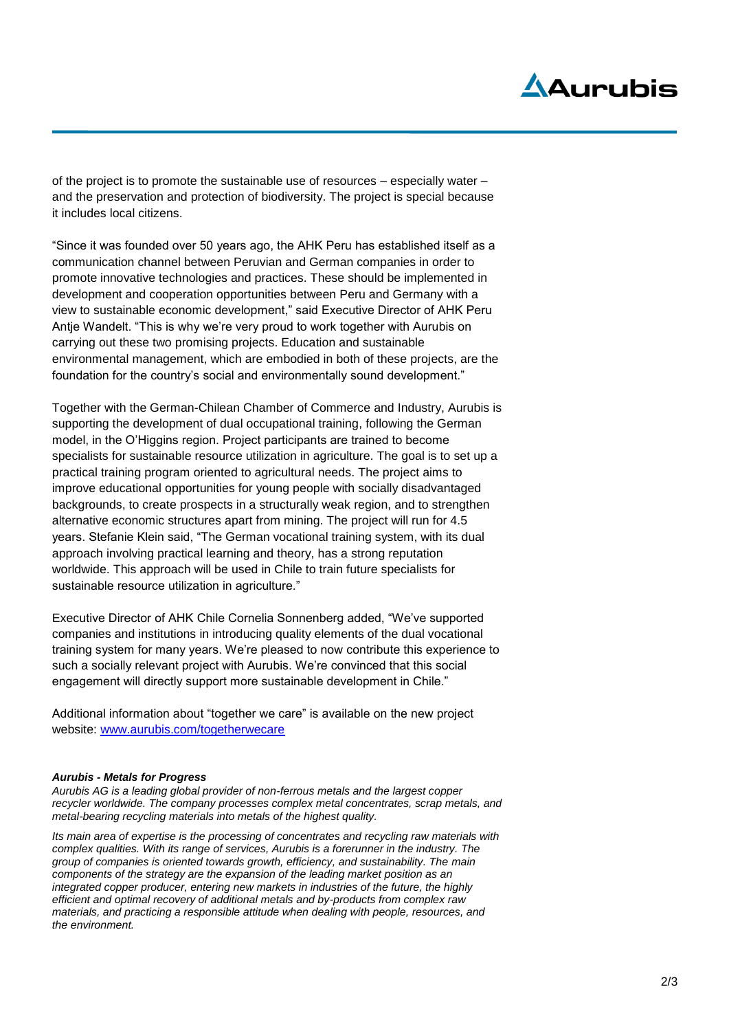of the project is to promote the sustainable use of resources – especially water – and the preservation and protection of biodiversity. The project is special because it includes local citizens.

"Since it was founded over 50 years ago, the AHK Peru has established itself as a communication channel between Peruvian and German companies in order to promote innovative technologies and practices. These should be implemented in development and cooperation opportunities between Peru and Germany with a view to sustainable economic development," said Executive Director of AHK Peru Antje Wandelt. "This is why we're very proud to work together with Aurubis on carrying out these two promising projects. Education and sustainable environmental management, which are embodied in both of these projects, are the foundation for the country's social and environmentally sound development."

Together with the German-Chilean Chamber of Commerce and Industry, Aurubis is supporting the development of dual occupational training, following the German model, in the O'Higgins region. Project participants are trained to become specialists for sustainable resource utilization in agriculture. The goal is to set up a practical training program oriented to agricultural needs. The project aims to improve educational opportunities for young people with socially disadvantaged backgrounds, to create prospects in a structurally weak region, and to strengthen alternative economic structures apart from mining. The project will run for 4.5 years. Stefanie Klein said, "The German vocational training system, with its dual approach involving practical learning and theory, has a strong reputation worldwide. This approach will be used in Chile to train future specialists for sustainable resource utilization in agriculture."

Executive Director of AHK Chile Cornelia Sonnenberg added, "We've supported companies and institutions in introducing quality elements of the dual vocational training system for many years. We're pleased to now contribute this experience to such a socially relevant project with Aurubis. We're convinced that this social engagement will directly support more sustainable development in Chile."

Additional information about "together we care" is available on the new project website: [www.aurubis.com/togetherwecare](www.aurubis.com/togetherwecare)

***Aurubis - Metals for Progress***

*Aurubis AG is a leading global provider of non-ferrous metals and the largest copper recycler worldwide. The company processes complex metal concentrates, scrap metals, and metal-bearing recycling materials into metals of the highest quality.*

*Its main area of expertise is the processing of concentrates and recycling raw materials with complex qualities. With its range of services, Aurubis is a forerunner in the industry. The group of companies is oriented towards growth, efficiency, and sustainability. The main components of the strategy are the expansion of the leading market position as an integrated copper producer, entering new markets in industries of the future, the highly efficient and optimal recovery of additional metals and by-products from complex raw materials, and practicing a responsible attitude when dealing with people, resources, and the environment.*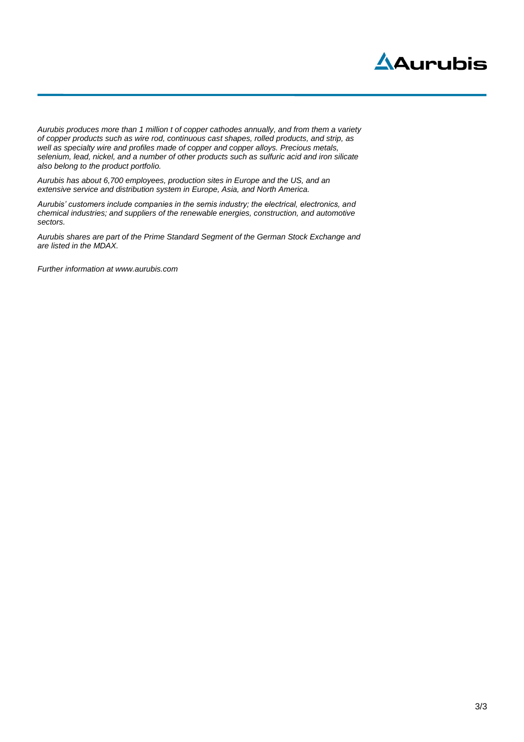*Aurubis produces more than 1 million t of copper cathodes annually, and from them a variety of copper products such as wire rod, continuous cast shapes, rolled products, and strip, as well as specialty wire and profiles made of copper and copper alloys. Precious metals, selenium, lead, nickel, and a number of other products such as sulfuric acid and iron silicate also belong to the product portfolio.*

*Aurubis has about 6,700 employees, production sites in Europe and the US, and an extensive service and distribution system in Europe, Asia, and North America.*

*Aurubis' customers include companies in the semis industry; the electrical, electronics, and chemical industries; and suppliers of the renewable energies, construction, and automotive sectors.*

*Aurubis shares are part of the Prime Standard Segment of the German Stock Exchange and are listed in the MDAX.*

*Further information at www.aurubis.com*